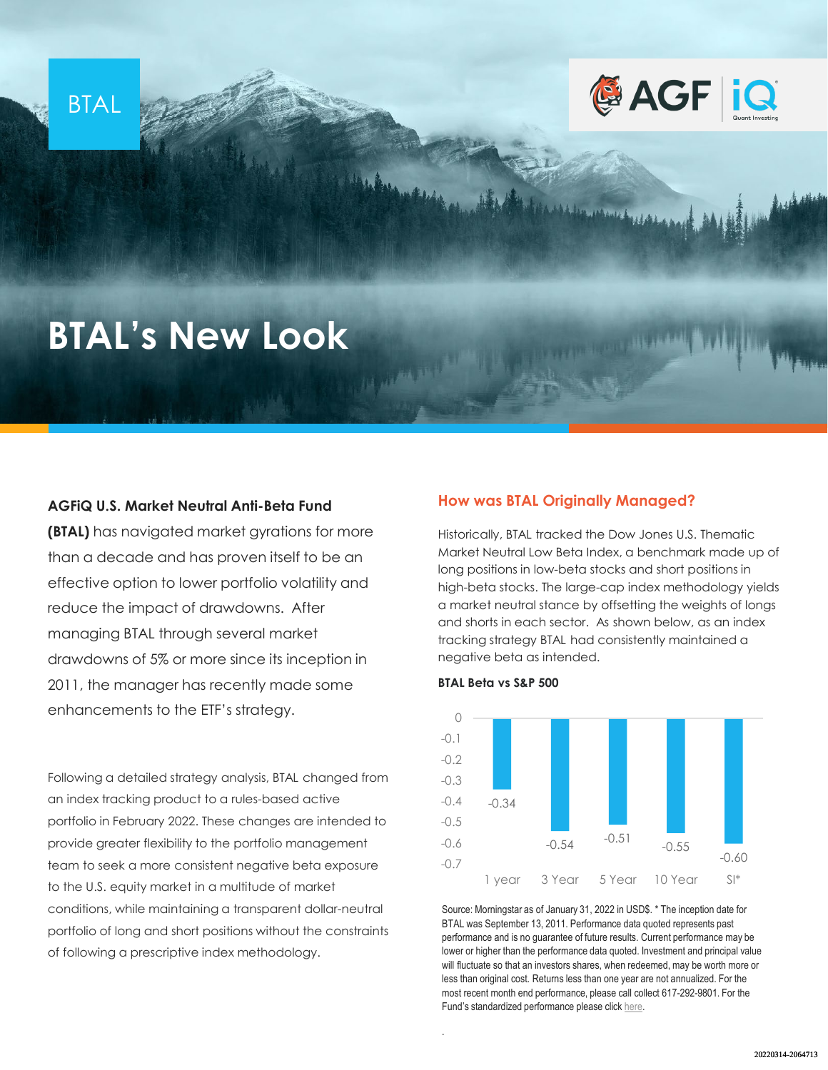BTAL

# BTAL's New Look

**AGFiQ U.S. Market Neutral Anti-Beta Fund (BTAL)** has navigated market gyrations for more than a decade and has proven itself to be an effective option to lower portfolio volatility and reduce the impact of drawdowns. After managing BTAL through several market drawdowns of 5% or more since its inception in 2011, the manager has recently made some enhancements to the ETF's strategy.

Following a detailed strategy analysis, BTAL changed from an index tracking product to a rules-based active portfolio in February 2022. These changes are intended to provide greater flexibility to the portfolio management team to seek a more consistent negative beta exposure to the U.S. equity market in a multitude of market conditions, while maintaining a transparent dollar-neutral portfolio of long and short positions without the constraints of following a prescriptive index methodology.

## How was BTAL Originally Managed?

Historically, BTAL tracked the Dow Jones U.S. Thematic Market Neutral Low Beta Index, a benchmark made up of long positions in low-beta stocks and short positions in high-beta stocks. The large-cap index methodology yields a market neutral stance by offsetting the weights of longs and shorts in each sector. As shown below, as an index tracking strategy BTAL had consistently maintained a negative beta as intended.

**BTAL Beta vs S&P 500**

| Period | Beta |
|---|---|
| 1 year | -0.34 |
| 3 Year | -0.54 |
| 5 Year | -0.51 |
| 10 Year | -0.55 |
| SI* | -0.60 |

Source: Morningstar as of January 31, 2022 in USD$. * The inception date for BTAL was September 13, 2011. Performance data quoted represents past performance and is no guarantee of future results. Current performance may be lower or higher than the performance data quoted. Investment and principal value will fluctuate so that an investors shares, when redeemed, may be worth more or less than original cost. Returns less than one year are not annualized. For the most recent month end performance, please call collect 617-292-9801. For the Fund's standardized performance please click here.

20220314-2064713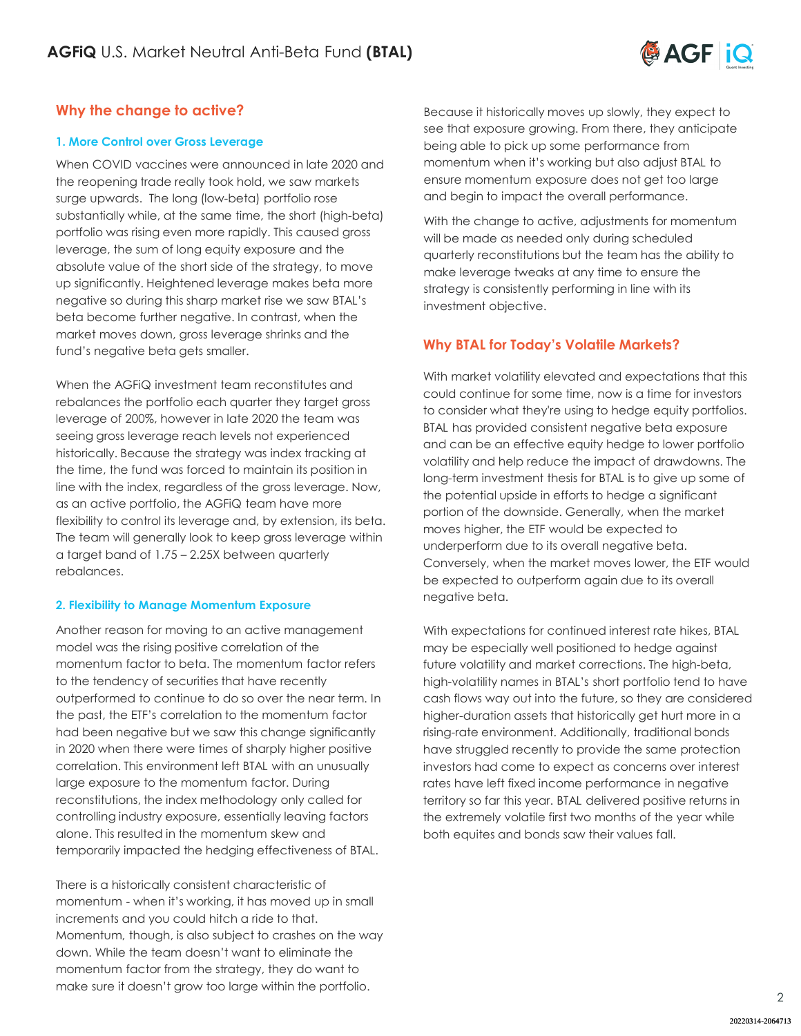## Why the change to active?

### 1. More Control over Gross Leverage

When COVID vaccines were announced in late 2020 and the reopening trade really took hold, we saw markets surge upwards. The long (low-beta) portfolio rose substantially while, at the same time, the short (high-beta) portfolio was rising even more rapidly. This caused gross leverage, the sum of long equity exposure and the absolute value of the short side of the strategy, to move up significantly. Heightened leverage makes beta more negative so during this sharp market rise we saw BTAL's beta become further negative. In contrast, when the market moves down, gross leverage shrinks and the fund's negative beta gets smaller.

When the AGFiQ investment team reconstitutes and rebalances the portfolio each quarter they target gross leverage of 200%, however in late 2020 the team was seeing gross leverage reach levels not experienced historically. Because the strategy was index tracking at the time, the fund was forced to maintain its position in line with the index, regardless of the gross leverage. Now, as an active portfolio, the AGFiQ team have more flexibility to control its leverage and, by extension, its beta. The team will generally look to keep gross leverage within a target band of 1.75 – 2.25X between quarterly rebalances.

### 2. Flexibility to Manage Momentum Exposure

Another reason for moving to an active management model was the rising positive correlation of the momentum factor to beta. The momentum factor refers to the tendency of securities that have recently outperformed to continue to do so over the near term. In the past, the ETF's correlation to the momentum factor had been negative but we saw this change significantly in 2020 when there were times of sharply higher positive correlation. This environment left BTAL with an unusually large exposure to the momentum factor. During reconstitutions, the index methodology only called for controlling industry exposure, essentially leaving factors alone. This resulted in the momentum skew and temporarily impacted the hedging effectiveness of BTAL.

There is a historically consistent characteristic of momentum - when it's working, it has moved up in small increments and you could hitch a ride to that. Momentum, though, is also subject to crashes on the way down. While the team doesn't want to eliminate the momentum factor from the strategy, they do want to make sure it doesn't grow too large within the portfolio. Because it historically moves up slowly, they expect to see that exposure growing. From there, they anticipate being able to pick up some performance from momentum when it's working but also adjust BTAL to ensure momentum exposure does not get too large and begin to impact the overall performance.

With the change to active, adjustments for momentum will be made as needed only during scheduled quarterly reconstitutions but the team has the ability to make leverage tweaks at any time to ensure the strategy is consistently performing in line with its investment objective.

## Why BTAL for Today's Volatile Markets?

With market volatility elevated and expectations that this could continue for some time, now is a time for investors to consider what they're using to hedge equity portfolios. BTAL has provided consistent negative beta exposure and can be an effective equity hedge to lower portfolio volatility and help reduce the impact of drawdowns. The long-term investment thesis for BTAL is to give up some of the potential upside in efforts to hedge a significant portion of the downside. Generally, when the market moves higher, the ETF would be expected to underperform due to its overall negative beta. Conversely, when the market moves lower, the ETF would be expected to outperform again due to its overall negative beta.

With expectations for continued interest rate hikes, BTAL may be especially well positioned to hedge against future volatility and market corrections. The high-beta, high-volatility names in BTAL's short portfolio tend to have cash flows way out into the future, so they are considered higher-duration assets that historically get hurt more in a rising-rate environment. Additionally, traditional bonds have struggled recently to provide the same protection investors had come to expect as concerns over interest rates have left fixed income performance in negative territory so far this year. BTAL delivered positive returns in the extremely volatile first two months of the year while both equites and bonds saw their values fall.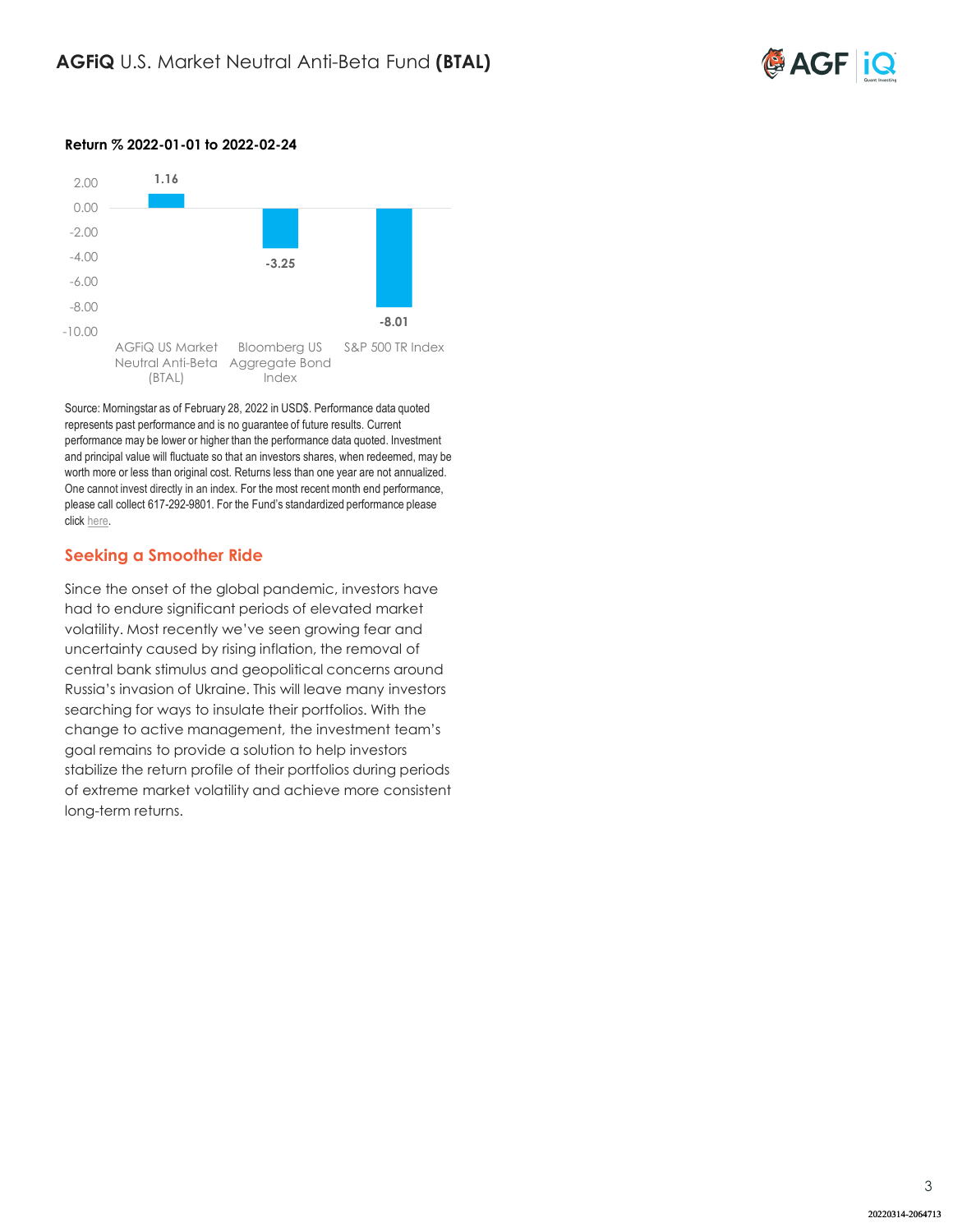**Return % 2022-01-01 to 2022-02-24**

| | Return % |
|---|---|
| AGFiQ US Market Neutral Anti-Beta (BTAL) | 1.16 |
| Bloomberg US Aggregate Bond Index | -3.25 |
| S&P 500 TR Index | -8.01 |

Source: Morningstar as of February 28, 2022 in USD$. Performance data quoted represents past performance and is no guarantee of future results. Current performance may be lower or higher than the performance data quoted. Investment and principal value will fluctuate so that an investors shares, when redeemed, may be worth more or less than original cost. Returns less than one year are not annualized. One cannot invest directly in an index. For the most recent month end performance, please call collect 617-292-9801. For the Fund's standardized performance please click here.

## Seeking a Smoother Ride

Since the onset of the global pandemic, investors have had to endure significant periods of elevated market volatility. Most recently we've seen growing fear and uncertainty caused by rising inflation, the removal of central bank stimulus and geopolitical concerns around Russia's invasion of Ukraine. This will leave many investors searching for ways to insulate their portfolios. With the change to active management, the investment team's goal remains to provide a solution to help investors stabilize the return profile of their portfolios during periods of extreme market volatility and achieve more consistent long-term returns.

20220314-2064713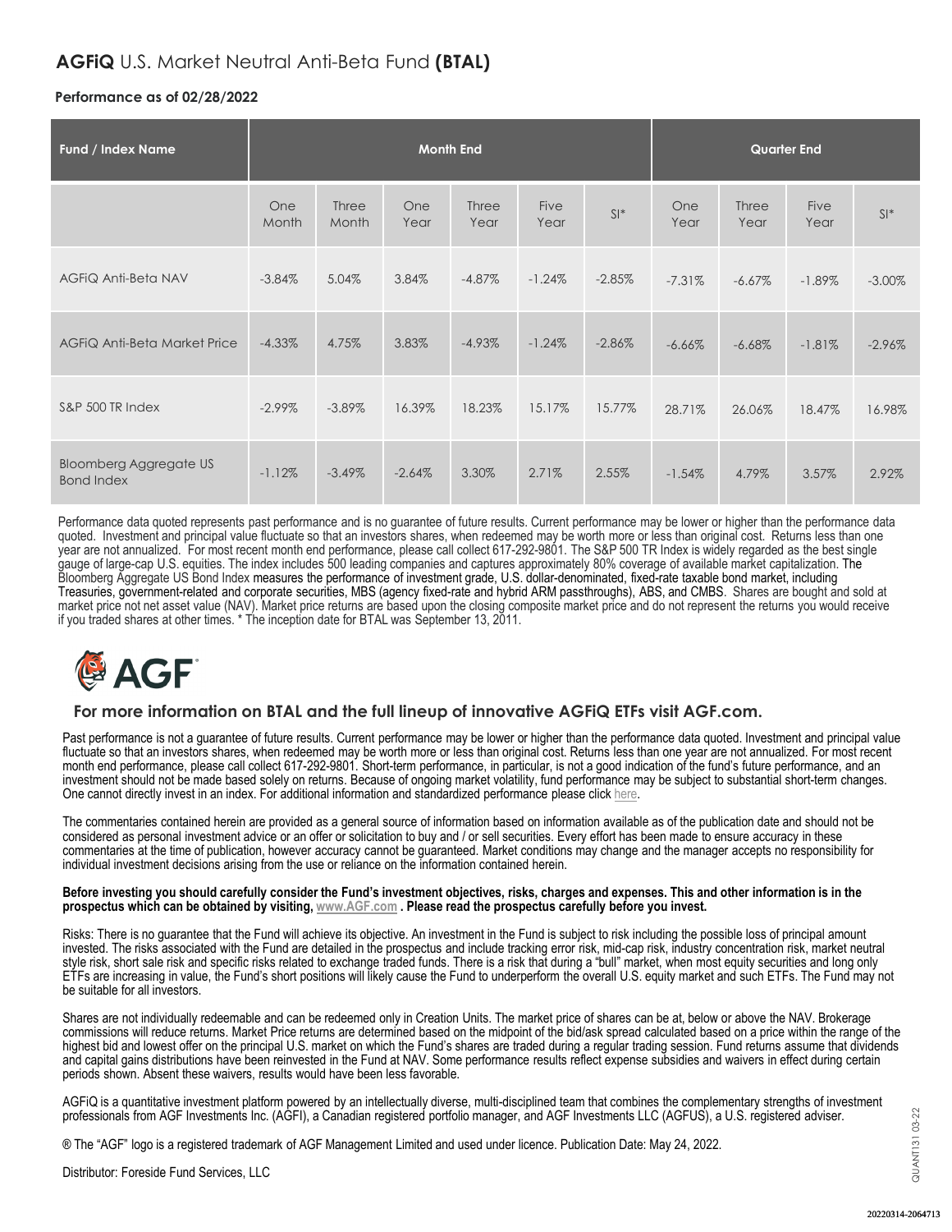## **AGFiQ** U.S. Market Neutral Anti-Beta Fund **(BTAL)**

**Performance as of 02/28/2022**

| Fund / Index Name | Month End | | | | | | Quarter End | | | |
|---|---|---|---|---|---|---|---|---|---|---|
| | One Month | Three Month | One Year | Three Year | Five Year | SI* | One Year | Three Year | Five Year | SI* |
| AGFiQ Anti-Beta NAV | -3.84% | 5.04% | 3.84% | -4.87% | -1.24% | -2.85% | -7.31% | -6.67% | -1.89% | -3.00% |
| AGFiQ Anti-Beta Market Price | -4.33% | 4.75% | 3.83% | -4.93% | -1.24% | -2.86% | -6.66% | -6.68% | -1.81% | -2.96% |
| S&P 500 TR Index | -2.99% | -3.89% | 16.39% | 18.23% | 15.17% | 15.77% | 28.71% | 26.06% | 18.47% | 16.98% |
| Bloomberg Aggregate US Bond Index | -1.12% | -3.49% | -2.64% | 3.30% | 2.71% | 2.55% | -1.54% | 4.79% | 3.57% | 2.92% |

Performance data quoted represents past performance and is no guarantee of future results. Current performance may be lower or higher than the performance data quoted. Investment and principal value fluctuate so that an investors shares, when redeemed may be worth more or less than original cost. Returns less than one year are not annualized. For most recent month end performance, please call collect 617-292-9801. The S&P 500 TR Index is widely regarded as the best single gauge of large-cap U.S. equities. The index includes 500 leading companies and captures approximately 80% coverage of available market capitalization. The Bloomberg Aggregate US Bond Index measures the performance of investment grade, U.S. dollar-denominated, fixed-rate taxable bond market, including Treasuries, government-related and corporate securities, MBS (agency fixed-rate and hybrid ARM passthroughs), ABS, and CMBS. Shares are bought and sold at market price not net asset value (NAV). Market price returns are based upon the closing composite market price and do not represent the returns you would receive if you traded shares at other times. * The inception date for BTAL was September 13, 2011.

AGF

### For more information on BTAL and the full lineup of innovative AGFiQ ETFs visit AGF.com.

Past performance is not a guarantee of future results. Current performance may be lower or higher than the performance data quoted. Investment and principal value fluctuate so that an investors shares, when redeemed may be worth more or less than original cost. Returns less than one year are not annualized. For most recent month end performance, please call collect 617-292-9801. Short-term performance, in particular, is not a good indication of the fund's future performance, and an investment should not be made based solely on returns. Because of ongoing market volatility, fund performance may be subject to substantial short-term changes. One cannot directly invest in an index. For additional information and standardized performance please click here.

The commentaries contained herein are provided as a general source of information based on information available as of the publication date and should not be considered as personal investment advice or an offer or solicitation to buy and / or sell securities. Every effort has been made to ensure accuracy in these commentaries at the time of publication, however accuracy cannot be guaranteed. Market conditions may change and the manager accepts no responsibility for individual investment decisions arising from the use or reliance on the information contained herein.

**Before investing you should carefully consider the Fund's investment objectives, risks, charges and expenses. This and other information is in the prospectus which can be obtained by visiting, www.AGF.com . Please read the prospectus carefully before you invest.**

Risks: There is no guarantee that the Fund will achieve its objective. An investment in the Fund is subject to risk including the possible loss of principal amount invested. The risks associated with the Fund are detailed in the prospectus and include tracking error risk, mid-cap risk, industry concentration risk, market neutral style risk, short sale risk and specific risks related to exchange traded funds. There is a risk that during a "bull" market, when most equity securities and long only ETFs are increasing in value, the Fund's short positions will likely cause the Fund to underperform the overall U.S. equity market and such ETFs. The Fund may not be suitable for all investors.

Shares are not individually redeemable and can be redeemed only in Creation Units. The market price of shares can be at, below or above the NAV. Brokerage commissions will reduce returns. Market Price returns are determined based on the midpoint of the bid/ask spread calculated based on a price within the range of the highest bid and lowest offer on the principal U.S. market on which the Fund's shares are traded during a regular trading session. Fund returns assume that dividends and capital gains distributions have been reinvested in the Fund at NAV. Some performance results reflect expense subsidies and waivers in effect during certain periods shown. Absent these waivers, results would have been less favorable.

AGFiQ is a quantitative investment platform powered by an intellectually diverse, multi-disciplined team that combines the complementary strengths of investment professionals from AGF Investments Inc. (AGFI), a Canadian registered portfolio manager, and AGF Investments LLC (AGFUS), a U.S. registered adviser.

® The "AGF" logo is a registered trademark of AGF Management Limited and used under licence. Publication Date: May 24, 2022.

Distributor: Foreside Fund Services, LLC

QUANT131 03-22

20220314-2064713